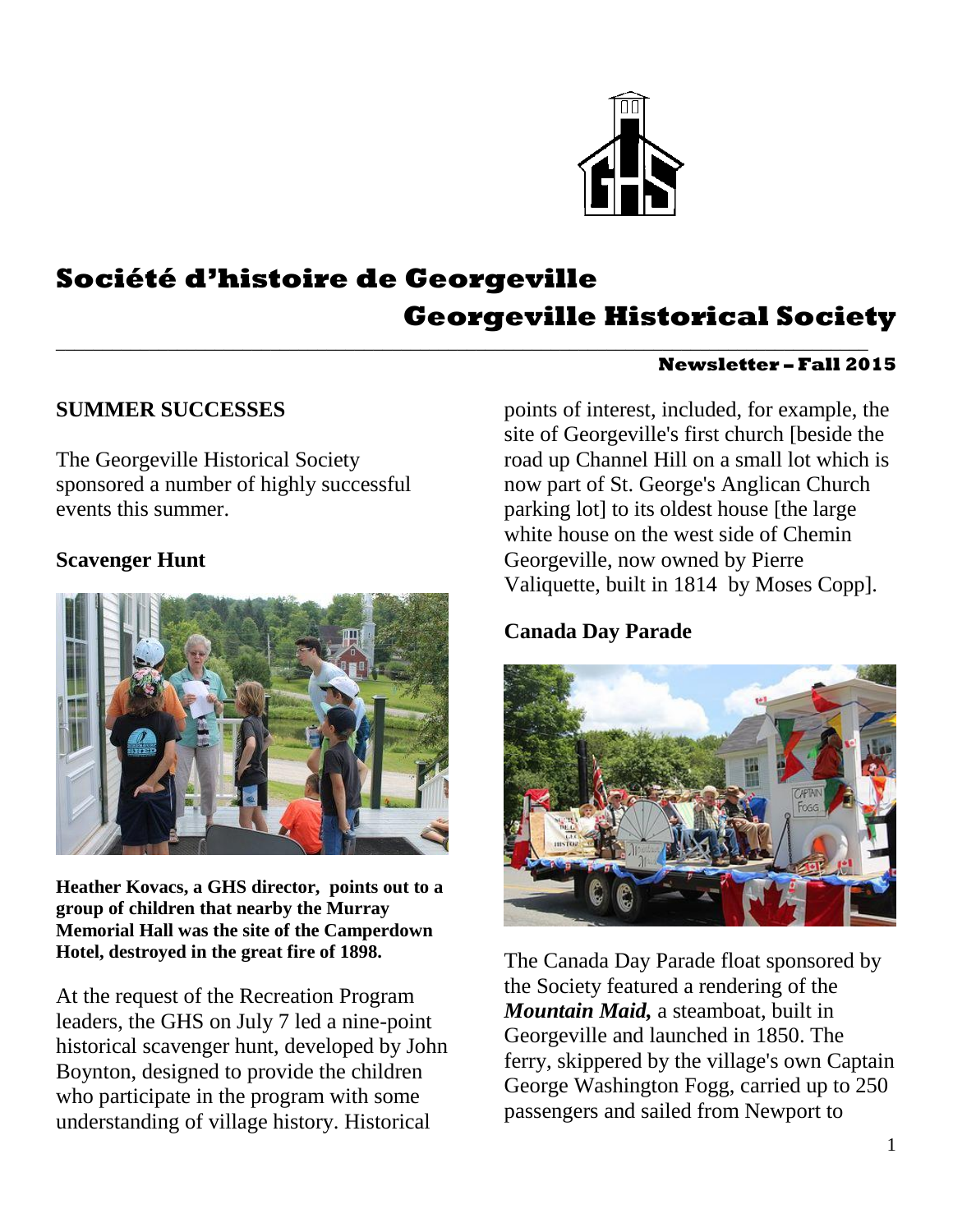# Société d'histoire de Georgeville

# Georgeville Historical Society

**Newsletter – Fall 2015**

## SUMMER SUCCESSES

The Georgeville Historical Society sponsored a number of highly successful events this summer.

### Scavenger Hunt

**Heather Kovacs, a GHS director, points out to a group of children that nearby the Murray Memorial Hall was the site of the Camperdown Hotel, destroyed in the great fire of 1898.**

At the request of the Recreation Program leaders, the GHS on July 7 led a nine-point historical scavenger hunt, developed by John Boynton, designed to provide the children who participate in the program with some understanding of village history. Historical points of interest, included, for example, the site of Georgeville's first church [beside the road up Channel Hill on a small lot which is now part of St. George's Anglican Church parking lot] to its oldest house [the large white house on the west side of Chemin Georgeville, now owned by Pierre Valiquette, built in 1814 by Moses Copp].

### Canada Day Parade

The Canada Day Parade float sponsored by the Society featured a rendering of the ***Mountain Maid,*** a steamboat, built in Georgeville and launched in 1850. The ferry, skippered by the village's own Captain George Washington Fogg, carried up to 250 passengers and sailed from Newport to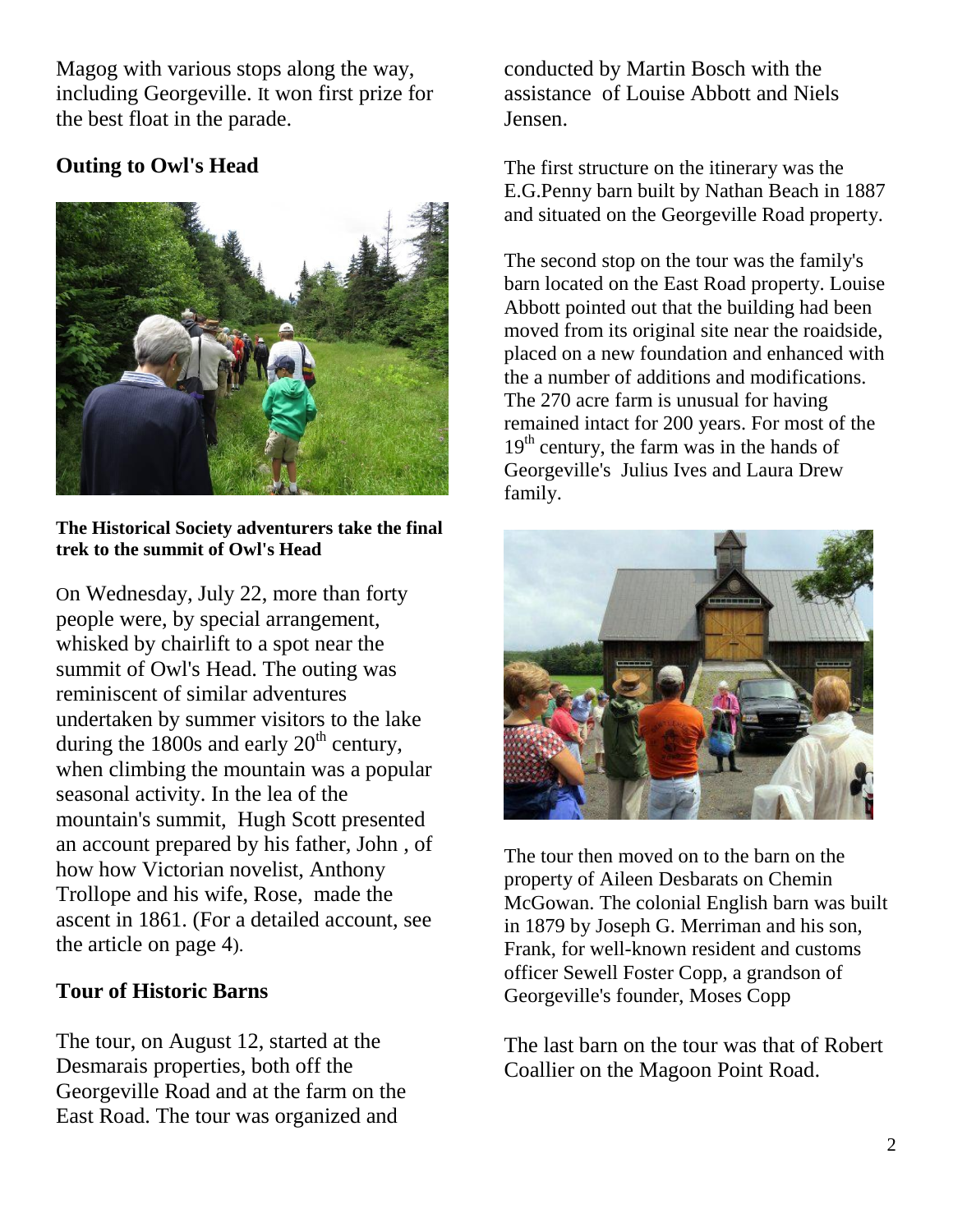Magog with various stops along the way, including Georgeville. It won first prize for the best float in the parade.

## Outing to Owl's Head

**The Historical Society adventurers take the final trek to the summit of Owl's Head**

On Wednesday, July 22, more than forty people were, by special arrangement, whisked by chairlift to a spot near the summit of Owl's Head. The outing was reminiscent of similar adventures undertaken by summer visitors to the lake during the 1800s and early 20th century, when climbing the mountain was a popular seasonal activity. In the lea of the mountain's summit, Hugh Scott presented an account prepared by his father, John , of how how Victorian novelist, Anthony Trollope and his wife, Rose, made the ascent in 1861. (For a detailed account, see the article on page 4).

## Tour of Historic Barns

The tour, on August 12, started at the Desmarais properties, both off the Georgeville Road and at the farm on the East Road. The tour was organized and conducted by Martin Bosch with the assistance of Louise Abbott and Niels Jensen.

The first structure on the itinerary was the E.G.Penny barn built by Nathan Beach in 1887 and situated on the Georgeville Road property.

The second stop on the tour was the family's barn located on the East Road property. Louise Abbott pointed out that the building had been moved from its original site near the roaidside, placed on a new foundation and enhanced with the a number of additions and modifications. The 270 acre farm is unusual for having remained intact for 200 years. For most of the 19th century, the farm was in the hands of Georgeville's Julius Ives and Laura Drew family.

The tour then moved on to the barn on the property of Aileen Desbarats on Chemin McGowan. The colonial English barn was built in 1879 by Joseph G. Merriman and his son, Frank, for well-known resident and customs officer Sewell Foster Copp, a grandson of Georgeville's founder, Moses Copp

The last barn on the tour was that of Robert Coallier on the Magoon Point Road.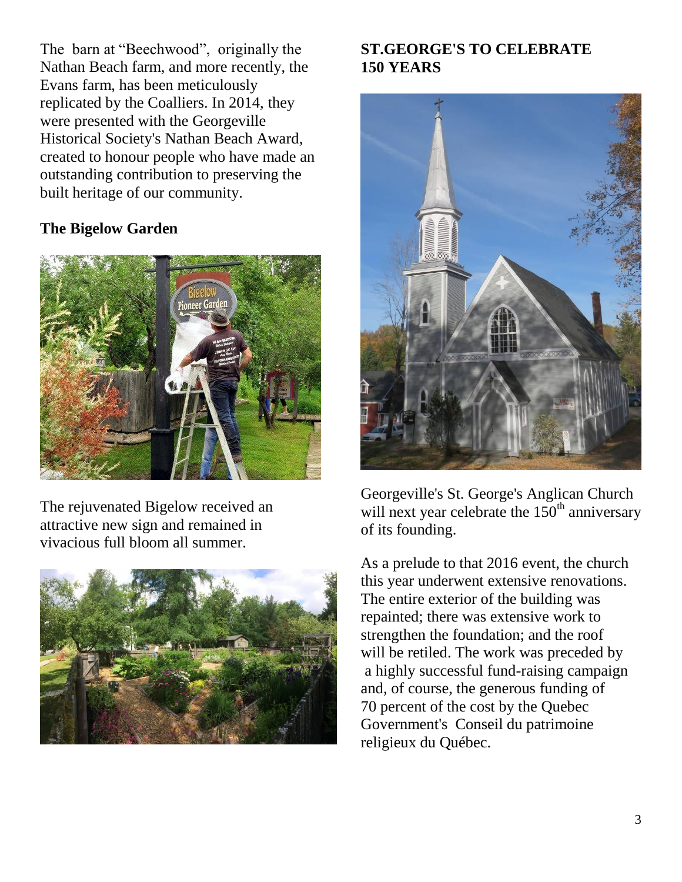The barn at "Beechwood", originally the Nathan Beach farm, and more recently, the Evans farm, has been meticulously replicated by the Coalliers. In 2014, they were presented with the Georgeville Historical Society's Nathan Beach Award, created to honour people who have made an outstanding contribution to preserving the built heritage of our community.

**The Bigelow Garden**

The rejuvenated Bigelow received an attractive new sign and remained in vivacious full bloom all summer.

**ST.GEORGE'S TO CELEBRATE 150 YEARS**

Georgeville's St. George's Anglican Church will next year celebrate the 150th anniversary of its founding.

As a prelude to that 2016 event, the church this year underwent extensive renovations. The entire exterior of the building was repainted; there was extensive work to strengthen the foundation; and the roof will be retiled. The work was preceded by a highly successful fund-raising campaign and, of course, the generous funding of 70 percent of the cost by the Quebec Government's Conseil du patrimoine religieux du Québec.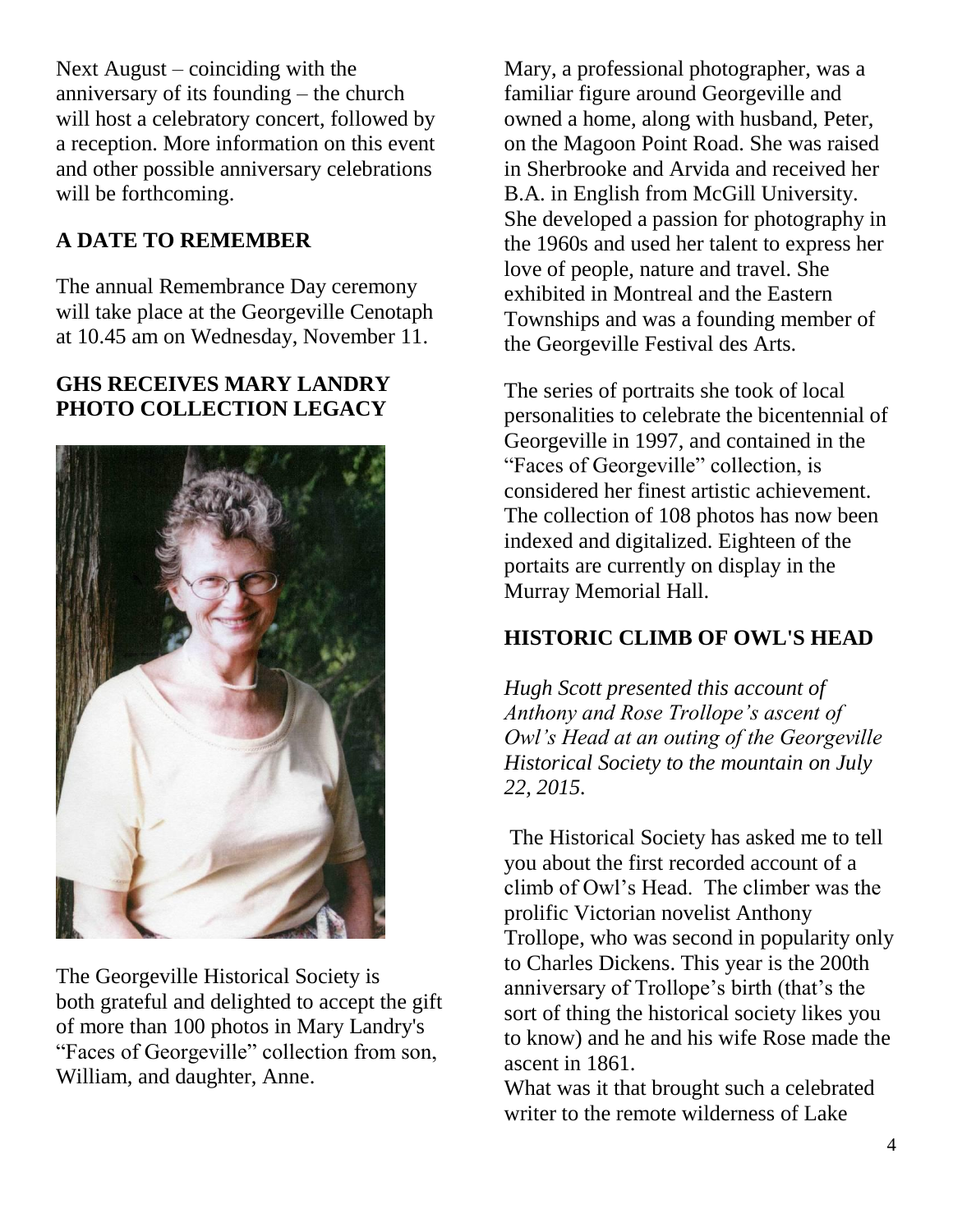Next August – coinciding with the anniversary of its founding – the church will host a celebratory concert, followed by a reception. More information on this event and other possible anniversary celebrations will be forthcoming.

## A DATE TO REMEMBER

The annual Remembrance Day ceremony will take place at the Georgeville Cenotaph at 10.45 am on Wednesday, November 11.

## GHS RECEIVES MARY LANDRY PHOTO COLLECTION LEGACY

The Georgeville Historical Society is both grateful and delighted to accept the gift of more than 100 photos in Mary Landry's "Faces of Georgeville" collection from son, William, and daughter, Anne.

Mary, a professional photographer, was a familiar figure around Georgeville and owned a home, along with husband, Peter, on the Magoon Point Road. She was raised in Sherbrooke and Arvida and received her B.A. in English from McGill University. She developed a passion for photography in the 1960s and used her talent to express her love of people, nature and travel. She exhibited in Montreal and the Eastern Townships and was a founding member of the Georgeville Festival des Arts.

The series of portraits she took of local personalities to celebrate the bicentennial of Georgeville in 1997, and contained in the "Faces of Georgeville" collection, is considered her finest artistic achievement. The collection of 108 photos has now been indexed and digitalized. Eighteen of the portaits are currently on display in the Murray Memorial Hall.

## HISTORIC CLIMB OF OWL'S HEAD

*Hugh Scott presented this account of Anthony and Rose Trollope's ascent of Owl's Head at an outing of the Georgeville Historical Society to the mountain on July 22, 2015.*

The Historical Society has asked me to tell you about the first recorded account of a climb of Owl's Head. The climber was the prolific Victorian novelist Anthony Trollope, who was second in popularity only to Charles Dickens. This year is the 200th anniversary of Trollope's birth (that's the sort of thing the historical society likes you to know) and he and his wife Rose made the ascent in 1861.

What was it that brought such a celebrated writer to the remote wilderness of Lake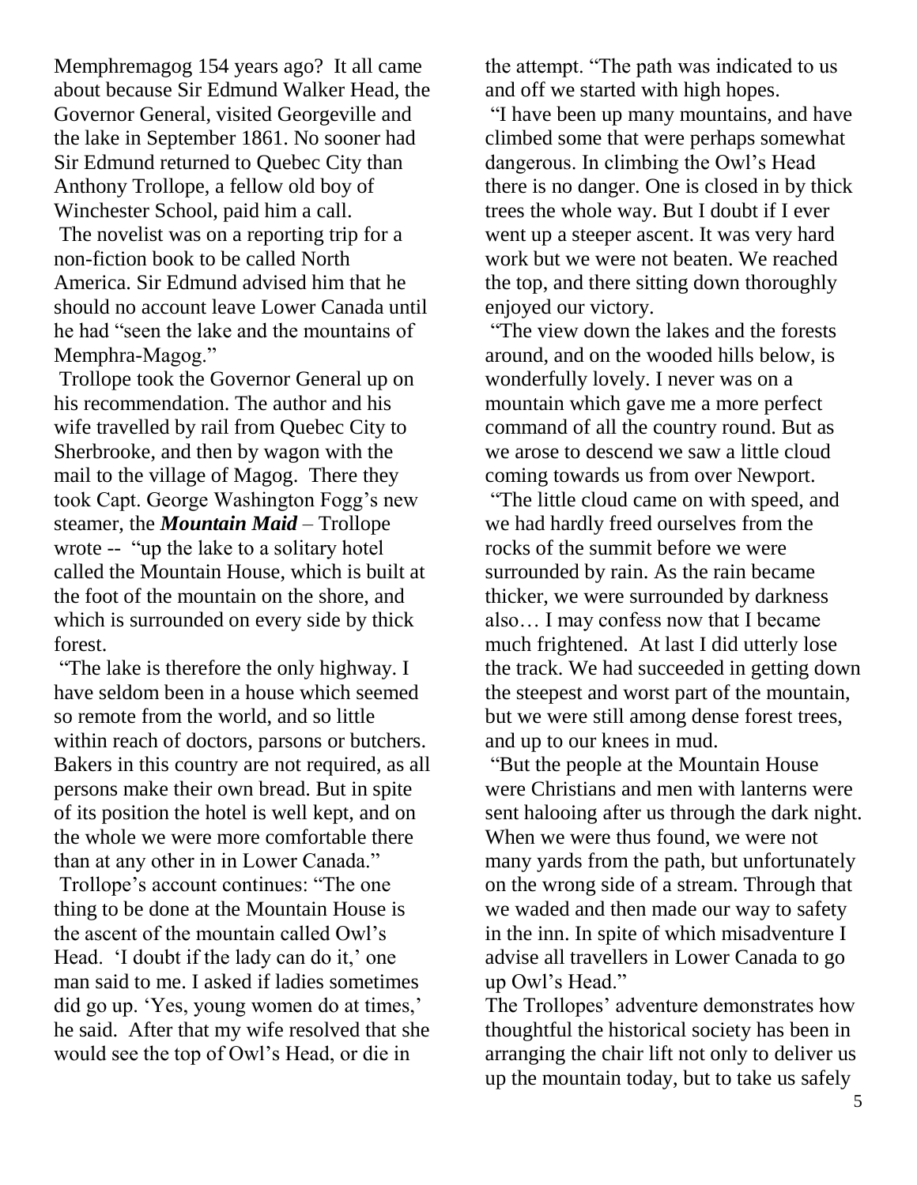Memphremagog 154 years ago? It all came about because Sir Edmund Walker Head, the Governor General, visited Georgeville and the lake in September 1861. No sooner had Sir Edmund returned to Quebec City than Anthony Trollope, a fellow old boy of Winchester School, paid him a call.

The novelist was on a reporting trip for a non-fiction book to be called North America. Sir Edmund advised him that he should no account leave Lower Canada until he had "seen the lake and the mountains of Memphra-Magog."

Trollope took the Governor General up on his recommendation. The author and his wife travelled by rail from Quebec City to Sherbrooke, and then by wagon with the mail to the village of Magog. There they took Capt. George Washington Fogg's new steamer, the ***Mountain Maid*** – Trollope wrote -- "up the lake to a solitary hotel called the Mountain House, which is built at the foot of the mountain on the shore, and which is surrounded on every side by thick forest.

"The lake is therefore the only highway. I have seldom been in a house which seemed so remote from the world, and so little within reach of doctors, parsons or butchers. Bakers in this country are not required, as all persons make their own bread. But in spite of its position the hotel is well kept, and on the whole we were more comfortable there than at any other in in Lower Canada."

Trollope's account continues: "The one thing to be done at the Mountain House is the ascent of the mountain called Owl's Head. 'I doubt if the lady can do it,' one man said to me. I asked if ladies sometimes did go up. 'Yes, young women do at times,' he said. After that my wife resolved that she would see the top of Owl's Head, or die in the attempt. "The path was indicated to us and off we started with high hopes.

"I have been up many mountains, and have climbed some that were perhaps somewhat dangerous. In climbing the Owl's Head there is no danger. One is closed in by thick trees the whole way. But I doubt if I ever went up a steeper ascent. It was very hard work but we were not beaten. We reached the top, and there sitting down thoroughly enjoyed our victory.

"The view down the lakes and the forests around, and on the wooded hills below, is wonderfully lovely. I never was on a mountain which gave me a more perfect command of all the country round. But as we arose to descend we saw a little cloud coming towards us from over Newport.

"The little cloud came on with speed, and we had hardly freed ourselves from the rocks of the summit before we were surrounded by rain. As the rain became thicker, we were surrounded by darkness also… I may confess now that I became much frightened. At last I did utterly lose the track. We had succeeded in getting down the steepest and worst part of the mountain, but we were still among dense forest trees, and up to our knees in mud.

"But the people at the Mountain House were Christians and men with lanterns were sent halooing after us through the dark night. When we were thus found, we were not many yards from the path, but unfortunately on the wrong side of a stream. Through that we waded and then made our way to safety in the inn. In spite of which misadventure I advise all travellers in Lower Canada to go up Owl's Head."

The Trollopes' adventure demonstrates how thoughtful the historical society has been in arranging the chair lift not only to deliver us up the mountain today, but to take us safely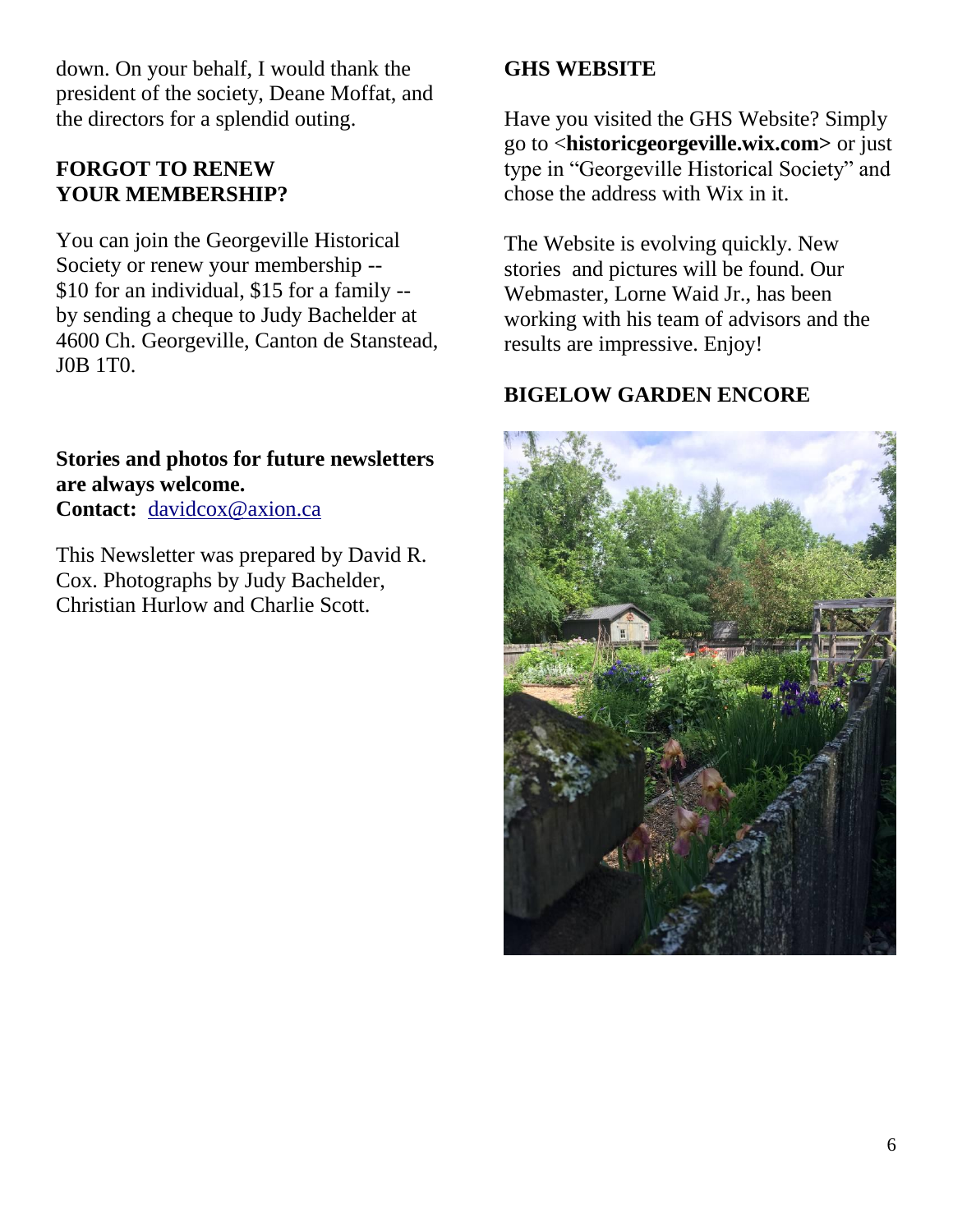down. On your behalf, I would thank the president of the society, Deane Moffat, and the directors for a splendid outing.

## FORGOT TO RENEW YOUR MEMBERSHIP?

You can join the Georgeville Historical Society or renew your membership -- $10 for an individual, $15 for a family -- by sending a cheque to Judy Bachelder at 4600 Ch. Georgeville, Canton de Stanstead, J0B 1T0.

**Stories and photos for future newsletters are always welcome.**
**Contact:** davidcox@axion.ca

This Newsletter was prepared by David R. Cox. Photographs by Judy Bachelder, Christian Hurlow and Charlie Scott.

## GHS WEBSITE

Have you visited the GHS Website? Simply go to <**historicgeorgeville.wix.com**> or just type in "Georgeville Historical Society" and chose the address with Wix in it.

The Website is evolving quickly. New stories and pictures will be found. Our Webmaster, Lorne Waid Jr., has been working with his team of advisors and the results are impressive. Enjoy!

## BIGELOW GARDEN ENCORE